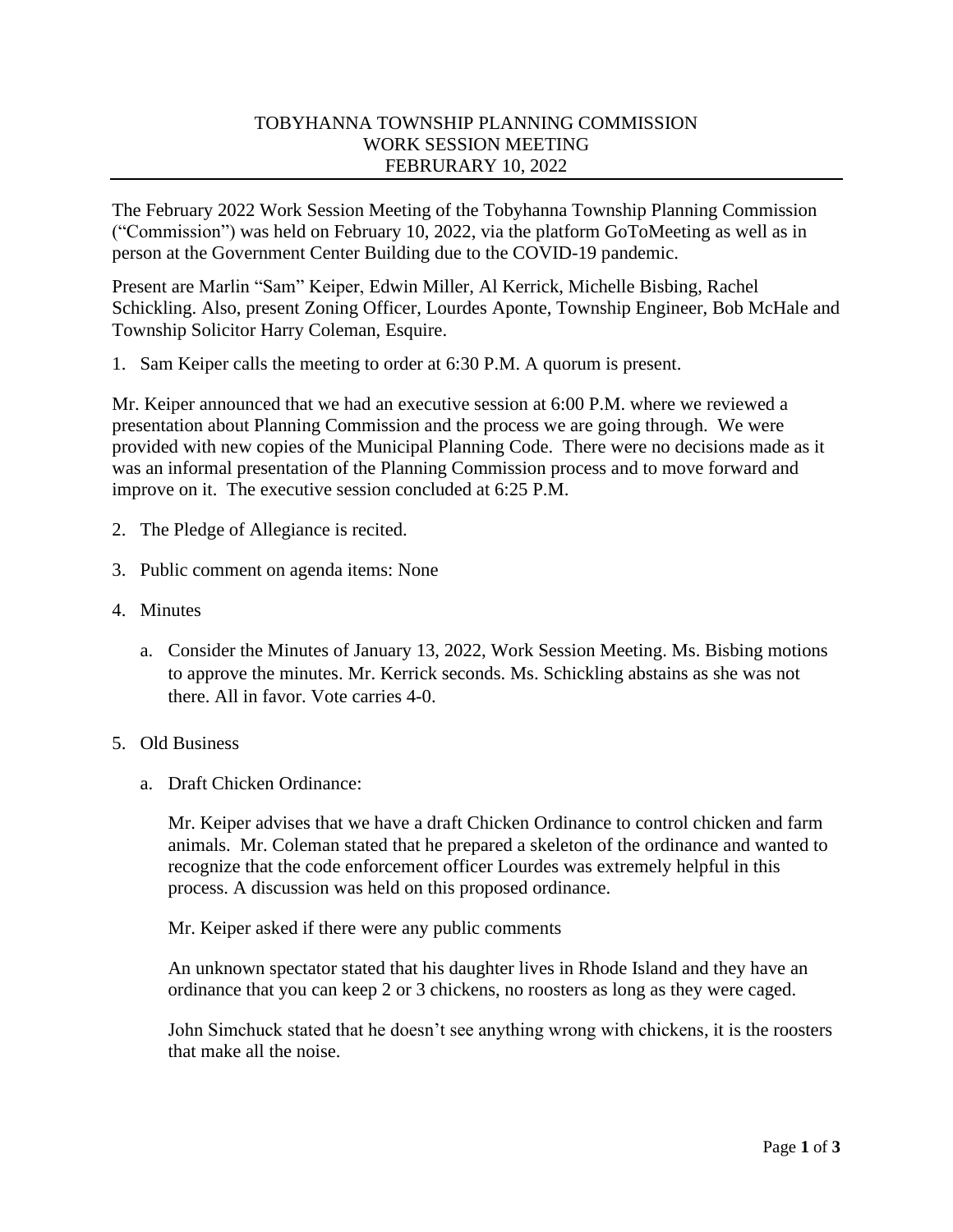# TOBYHANNA TOWNSHIP PLANNING COMMISSION
## WORK SESSION MEETING
## FEBRURARY 10, 2022

The February 2022 Work Session Meeting of the Tobyhanna Township Planning Commission ("Commission") was held on February 10, 2022, via the platform GoToMeeting as well as in person at the Government Center Building due to the COVID-19 pandemic.

Present are Marlin "Sam" Keiper, Edwin Miller, Al Kerrick, Michelle Bisbing, Rachel Schickling. Also, present Zoning Officer, Lourdes Aponte, Township Engineer, Bob McHale and Township Solicitor Harry Coleman, Esquire.

1. Sam Keiper calls the meeting to order at 6:30 P.M. A quorum is present.

Mr. Keiper announced that we had an executive session at 6:00 P.M. where we reviewed a presentation about Planning Commission and the process we are going through. We were provided with new copies of the Municipal Planning Code. There were no decisions made as it was an informal presentation of the Planning Commission process and to move forward and improve on it. The executive session concluded at 6:25 P.M.

2. The Pledge of Allegiance is recited.

3. Public comment on agenda items: None

4. Minutes

   a. Consider the Minutes of January 13, 2022, Work Session Meeting. Ms. Bisbing motions to approve the minutes. Mr. Kerrick seconds. Ms. Schickling abstains as she was not there. All in favor. Vote carries 4-0.

5. Old Business

   a. Draft Chicken Ordinance:

      Mr. Keiper advises that we have a draft Chicken Ordinance to control chicken and farm animals. Mr. Coleman stated that he prepared a skeleton of the ordinance and wanted to recognize that the code enforcement officer Lourdes was extremely helpful in this process. A discussion was held on this proposed ordinance.

      Mr. Keiper asked if there were any public comments

      An unknown spectator stated that his daughter lives in Rhode Island and they have an ordinance that you can keep 2 or 3 chickens, no roosters as long as they were caged.

      John Simchuck stated that he doesn't see anything wrong with chickens, it is the roosters that make all the noise.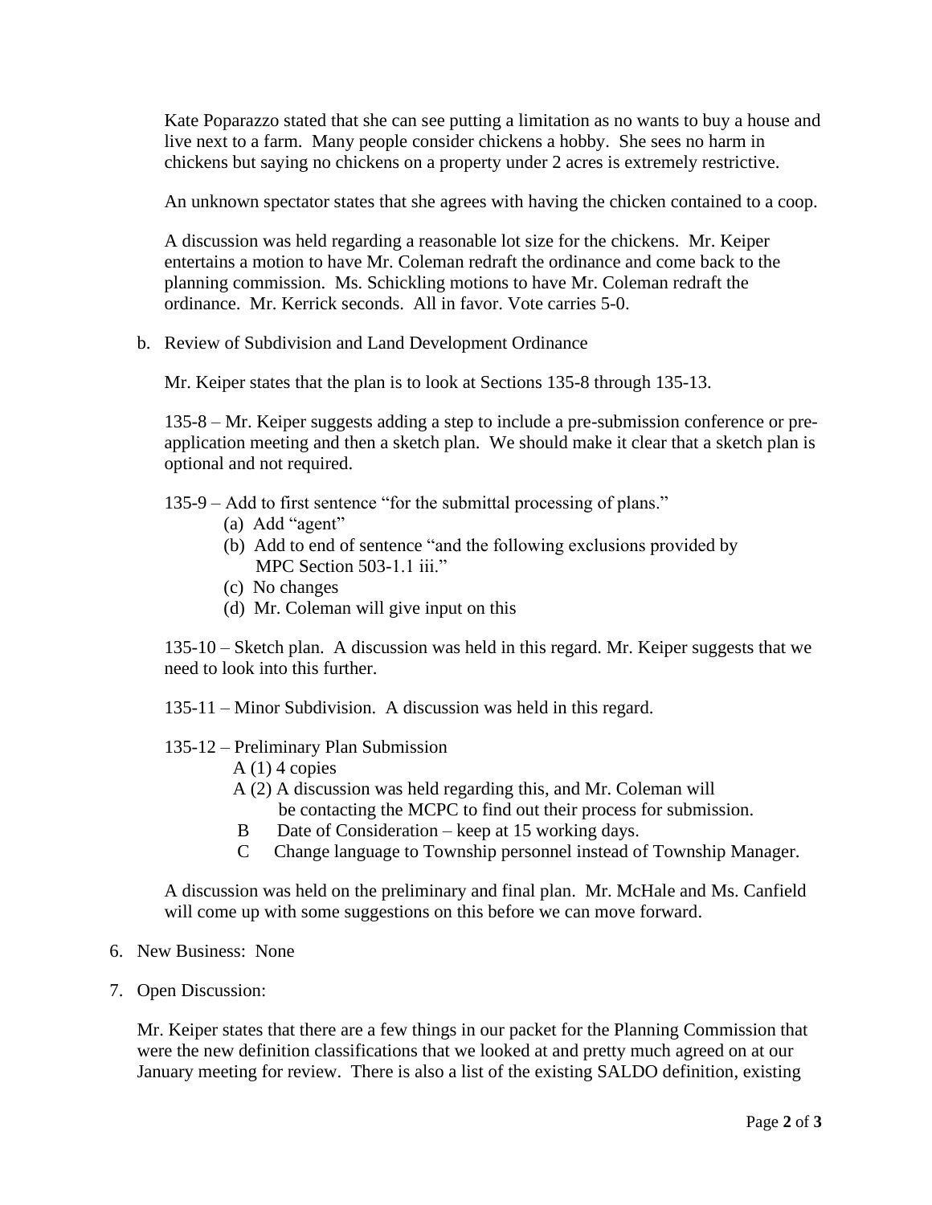Kate Poparazzo stated that she can see putting a limitation as no wants to buy a house and live next to a farm. Many people consider chickens a hobby. She sees no harm in chickens but saying no chickens on a property under 2 acres is extremely restrictive.

An unknown spectator states that she agrees with having the chicken contained to a coop.

A discussion was held regarding a reasonable lot size for the chickens. Mr. Keiper entertains a motion to have Mr. Coleman redraft the ordinance and come back to the planning commission. Ms. Schickling motions to have Mr. Coleman redraft the ordinance. Mr. Kerrick seconds. All in favor. Vote carries 5-0.

b. Review of Subdivision and Land Development Ordinance

Mr. Keiper states that the plan is to look at Sections 135-8 through 135-13.

135-8 – Mr. Keiper suggests adding a step to include a pre-submission conference or pre-application meeting and then a sketch plan. We should make it clear that a sketch plan is optional and not required.

135-9 – Add to first sentence "for the submittal processing of plans."
- (a) Add "agent"
- (b) Add to end of sentence "and the following exclusions provided by MPC Section 503-1.1 iii."
- (c) No changes
- (d) Mr. Coleman will give input on this

135-10 – Sketch plan. A discussion was held in this regard. Mr. Keiper suggests that we need to look into this further.

135-11 – Minor Subdivision. A discussion was held in this regard.

135-12 – Preliminary Plan Submission
- A (1) 4 copies
- A (2) A discussion was held regarding this, and Mr. Coleman will be contacting the MCPC to find out their process for submission.
- B Date of Consideration – keep at 15 working days.
- C Change language to Township personnel instead of Township Manager.

A discussion was held on the preliminary and final plan. Mr. McHale and Ms. Canfield will come up with some suggestions on this before we can move forward.

6. New Business: None

7. Open Discussion:

Mr. Keiper states that there are a few things in our packet for the Planning Commission that were the new definition classifications that we looked at and pretty much agreed on at our January meeting for review. There is also a list of the existing SALDO definition, existing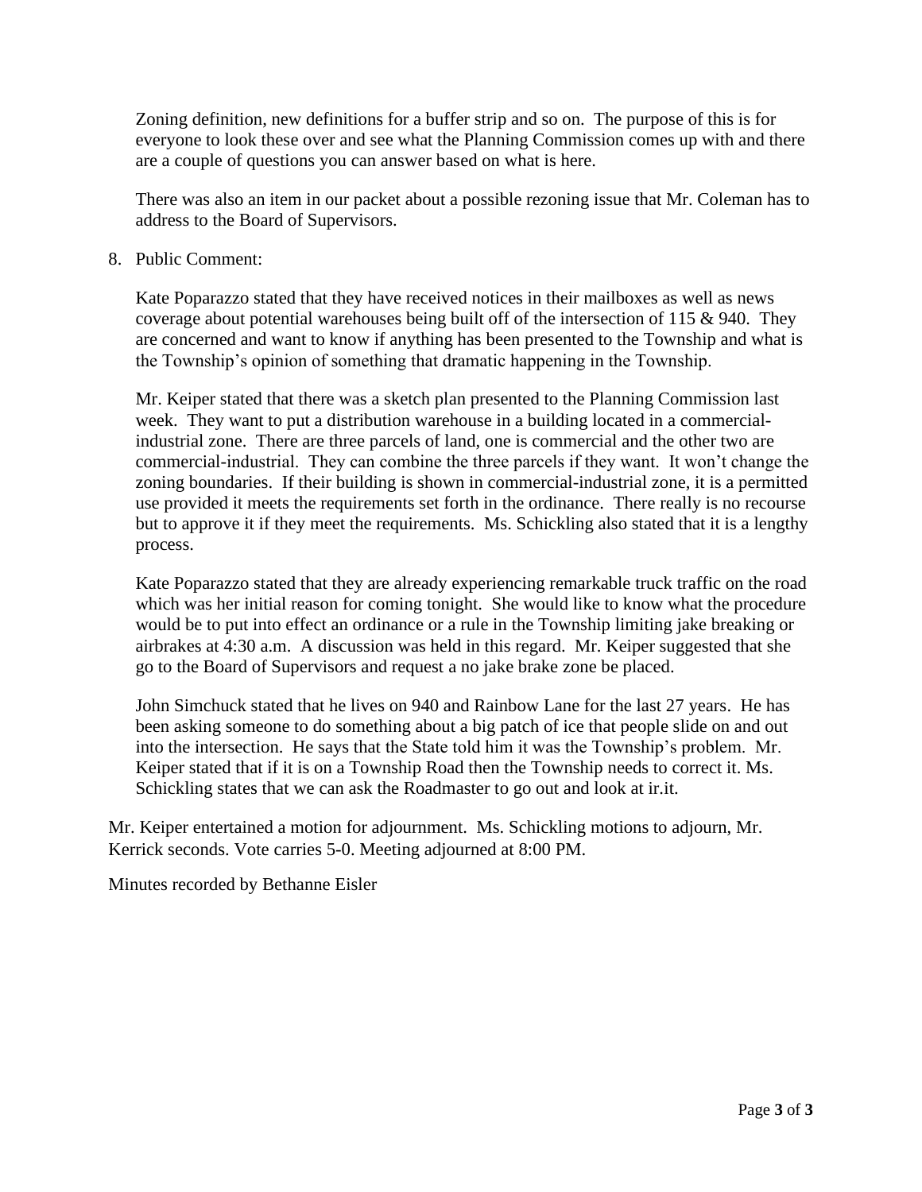Zoning definition, new definitions for a buffer strip and so on. The purpose of this is for everyone to look these over and see what the Planning Commission comes up with and there are a couple of questions you can answer based on what is here.

There was also an item in our packet about a possible rezoning issue that Mr. Coleman has to address to the Board of Supervisors.

8. Public Comment:

   Kate Poparazzo stated that they have received notices in their mailboxes as well as news coverage about potential warehouses being built off of the intersection of 115 & 940. They are concerned and want to know if anything has been presented to the Township and what is the Township's opinion of something that dramatic happening in the Township.

   Mr. Keiper stated that there was a sketch plan presented to the Planning Commission last week. They want to put a distribution warehouse in a building located in a commercial-industrial zone. There are three parcels of land, one is commercial and the other two are commercial-industrial. They can combine the three parcels if they want. It won't change the zoning boundaries. If their building is shown in commercial-industrial zone, it is a permitted use provided it meets the requirements set forth in the ordinance. There really is no recourse but to approve it if they meet the requirements. Ms. Schickling also stated that it is a lengthy process.

   Kate Poparazzo stated that they are already experiencing remarkable truck traffic on the road which was her initial reason for coming tonight. She would like to know what the procedure would be to put into effect an ordinance or a rule in the Township limiting jake breaking or airbrakes at 4:30 a.m. A discussion was held in this regard. Mr. Keiper suggested that she go to the Board of Supervisors and request a no jake brake zone be placed.

   John Simchuck stated that he lives on 940 and Rainbow Lane for the last 27 years. He has been asking someone to do something about a big patch of ice that people slide on and out into the intersection. He says that the State told him it was the Township's problem. Mr. Keiper stated that if it is on a Township Road then the Township needs to correct it. Ms. Schickling states that we can ask the Roadmaster to go out and look at ir.it.

Mr. Keiper entertained a motion for adjournment. Ms. Schickling motions to adjourn, Mr. Kerrick seconds. Vote carries 5-0. Meeting adjourned at 8:00 PM.

Minutes recorded by Bethanne Eisler